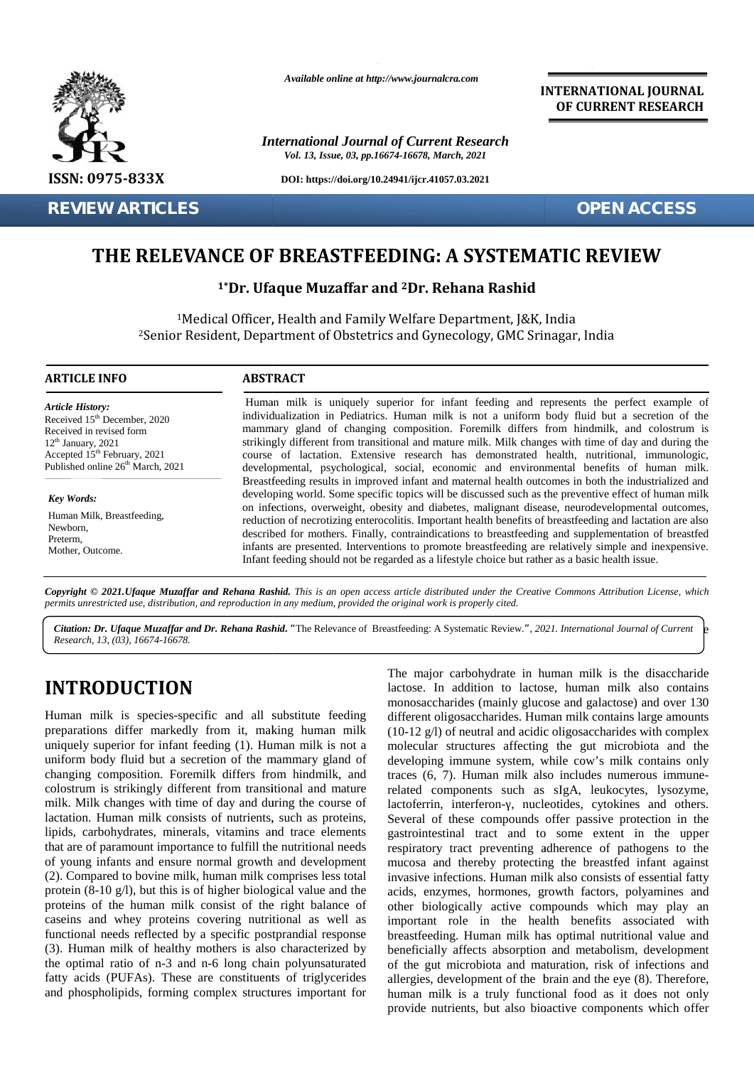REVIEW ARTICLES

OPEN ACCESS

# THE RELEVANCE OF BREASTFEEDING: A SYSTEMATIC REVIEW

**[1]*Dr. Ufaque Muzaffar and [2]Dr. Rehana Rashid**

[1]Medical Officer, Health and Family Welfare Department, J&K, India
[2]Senior Resident, Department of Obstetrics and Gynecology, GMC Srinagar, India

## ARTICLE INFO

*Article History:*
Received 15th December, 2020
Received in revised form
12th January, 2021
Accepted 15th February, 2021
Published online 26th March, 2021

*Key Words:*
Human Milk, Breastfeeding, Newborn, Preterm, Mother, Outcome.

## ABSTRACT

Human milk is uniquely superior for infant feeding and represents the perfect example of individualization in Pediatrics. Human milk is not a uniform body fluid but a secretion of the mammary gland of changing composition. Foremilk differs from hindmilk, and colostrum is strikingly different from transitional and mature milk. Milk changes with time of day and during the course of lactation. Extensive research has demonstrated health, nutritional, immunologic, developmental, psychological, social, economic and environmental benefits of human milk. Breastfeeding results in improved infant and maternal health outcomes in both the industrialized and developing world. Some specific topics will be discussed such as the preventive effect of human milk on infections, overweight, obesity and diabetes, malignant disease, neurodevelopmental outcomes, reduction of necrotizing enterocolitis. Important health benefits of breastfeeding and lactation are also described for mothers. Finally, contraindications to breastfeeding and supplementation of breastfed infants are presented. Interventions to promote breastfeeding are relatively simple and inexpensive. Infant feeding should not be regarded as a lifestyle choice but rather as a basic health issue.

*Copyright © 2021.Ufaque Muzaffar and Rehana Rashid. This is an open access article distributed under the Creative Commons Attribution License, which permits unrestricted use, distribution, and reproduction in any medium, provided the original work is properly cited.*

***Citation: Dr. Ufaque Muzaffar and Dr. Rehana Rashid.*** "The Relevance of Breastfeeding: A Systematic Review.", *2021. International Journal of Current Research, 13, (03), 16674-16678.*

# INTRODUCTION

Human milk is species-specific and all substitute feeding preparations differ markedly from it, making human milk uniquely superior for infant feeding (1). Human milk is not a uniform body fluid but a secretion of the mammary gland of changing composition. Foremilk differs from hindmilk, and colostrum is strikingly different from transitional and mature milk. Milk changes with time of day and during the course of lactation. Human milk consists of nutrients, such as proteins, lipids, carbohydrates, minerals, vitamins and trace elements that are of paramount importance to fulfill the nutritional needs of young infants and ensure normal growth and development (2). Compared to bovine milk, human milk comprises less total protein (8-10 g/l), but this is of higher biological value and the proteins of the human milk consist of the right balance of caseins and whey proteins covering nutritional as well as functional needs reflected by a specific postprandial response (3). Human milk of healthy mothers is also characterized by the optimal ratio of n-3 and n-6 long chain polyunsaturated fatty acids (PUFAs). These are constituents of triglycerides and phospholipids, forming complex structures important for The major carbohydrate in human milk is the disaccharide lactose. In addition to lactose, human milk also contains monosaccharides (mainly glucose and galactose) and over 130 different oligosaccharides. Human milk contains large amounts (10-12 g/l) of neutral and acidic oligosaccharides with complex molecular structures affecting the gut microbiota and the developing immune system, while cow's milk contains only traces (6, 7). Human milk also includes numerous immune-related components such as sIgA, leukocytes, lysozyme, lactoferrin, interferon-γ, nucleotides, cytokines and others. Several of these compounds offer passive protection in the gastrointestinal tract and to some extent in the upper respiratory tract preventing adherence of pathogens to the mucosa and thereby protecting the breastfed infant against invasive infections. Human milk also consists of essential fatty acids, enzymes, hormones, growth factors, polyamines and other biologically active compounds which may play an important role in the health benefits associated with breastfeeding. Human milk has optimal nutritional value and beneficially affects absorption and metabolism, development of the gut microbiota and maturation, risk of infections and allergies, development of the brain and the eye (8). Therefore, human milk is a truly functional food as it does not only provide nutrients, but also bioactive components which offer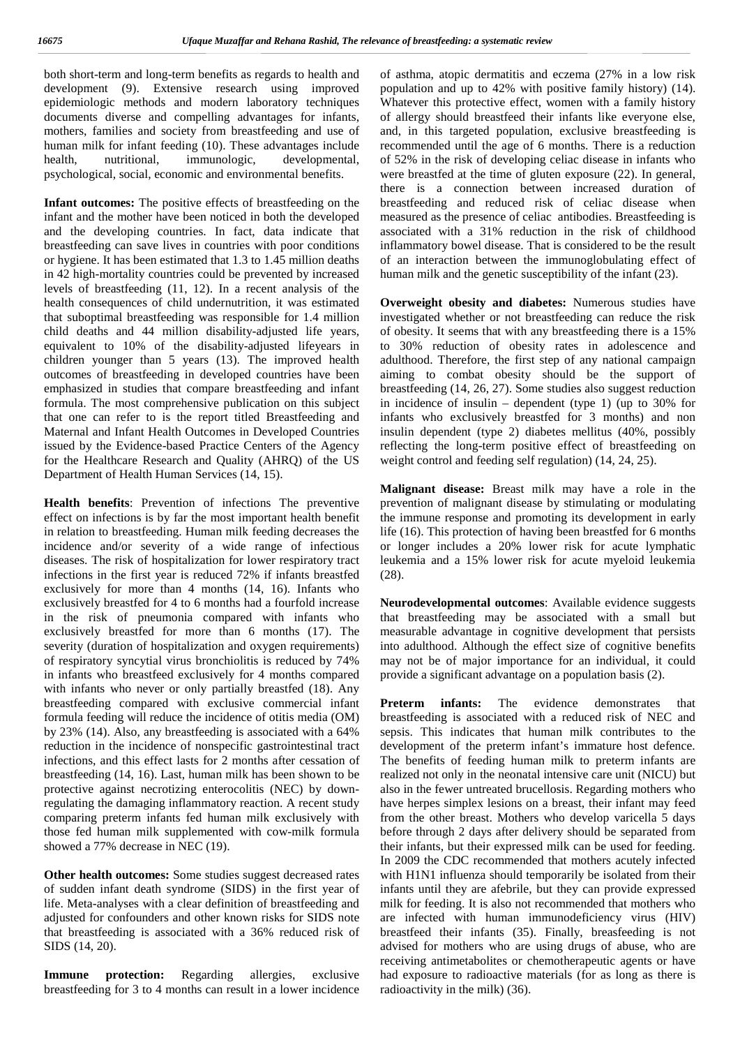both short-term and long-term benefits as regards to health and development (9). Extensive research using improved epidemiologic methods and modern laboratory techniques documents diverse and compelling advantages for infants, mothers, families and society from breastfeeding and use of human milk for infant feeding (10). These advantages include health, nutritional, immunologic, developmental, psychological, social, economic and environmental benefits.

**Infant outcomes:** The positive effects of breastfeeding on the infant and the mother have been noticed in both the developed and the developing countries. In fact, data indicate that breastfeeding can save lives in countries with poor conditions or hygiene. It has been estimated that 1.3 to 1.45 million deaths in 42 high-mortality countries could be prevented by increased levels of breastfeeding (11, 12). In a recent analysis of the health consequences of child undernutrition, it was estimated that suboptimal breastfeeding was responsible for 1.4 million child deaths and 44 million disability-adjusted life years, equivalent to 10% of the disability-adjusted lifeyears in children younger than 5 years (13). The improved health outcomes of breastfeeding in developed countries have been emphasized in studies that compare breastfeeding and infant formula. The most comprehensive publication on this subject that one can refer to is the report titled Breastfeeding and Maternal and Infant Health Outcomes in Developed Countries issued by the Evidence-based Practice Centers of the Agency for the Healthcare Research and Quality (AHRQ) of the US Department of Health Human Services (14, 15).

**Health benefits**: Prevention of infections The preventive effect on infections is by far the most important health benefit in relation to breastfeeding. Human milk feeding decreases the incidence and/or severity of a wide range of infectious diseases. The risk of hospitalization for lower respiratory tract infections in the first year is reduced 72% if infants breastfed exclusively for more than 4 months (14, 16). Infants who exclusively breastfed for 4 to 6 months had a fourfold increase in the risk of pneumonia compared with infants who exclusively breastfed for more than 6 months (17). The severity (duration of hospitalization and oxygen requirements) of respiratory syncytial virus bronchiolitis is reduced by 74% in infants who breastfeed exclusively for 4 months compared with infants who never or only partially breastfed (18). Any breastfeeding compared with exclusive commercial infant formula feeding will reduce the incidence of otitis media (OM) by 23% (14). Also, any breastfeeding is associated with a 64% reduction in the incidence of nonspecific gastrointestinal tract infections, and this effect lasts for 2 months after cessation of breastfeeding (14, 16). Last, human milk has been shown to be protective against necrotizing enterocolitis (NEC) by down-regulating the damaging inflammatory reaction. A recent study comparing preterm infants fed human milk exclusively with those fed human milk supplemented with cow-milk formula showed a 77% decrease in NEC (19).

**Other health outcomes:** Some studies suggest decreased rates of sudden infant death syndrome (SIDS) in the first year of life. Meta-analyses with a clear definition of breastfeeding and adjusted for confounders and other known risks for SIDS note that breastfeeding is associated with a 36% reduced risk of SIDS (14, 20).

**Immune protection:** Regarding allergies, exclusive breastfeeding for 3 to 4 months can result in a lower incidence of asthma, atopic dermatitis and eczema (27% in a low risk population and up to 42% with positive family history) (14). Whatever this protective effect, women with a family history of allergy should breastfeed their infants like everyone else, and, in this targeted population, exclusive breastfeeding is recommended until the age of 6 months. There is a reduction of 52% in the risk of developing celiac disease in infants who were breastfed at the time of gluten exposure (22). In general, there is a connection between increased duration of breastfeeding and reduced risk of celiac disease when measured as the presence of celiac antibodies. Breastfeeding is associated with a 31% reduction in the risk of childhood inflammatory bowel disease. That is considered to be the result of an interaction between the immunoglobulating effect of human milk and the genetic susceptibility of the infant (23).

**Overweight obesity and diabetes:** Numerous studies have investigated whether or not breastfeeding can reduce the risk of obesity. It seems that with any breastfeeding there is a 15% to 30% reduction of obesity rates in adolescence and adulthood. Therefore, the first step of any national campaign aiming to combat obesity should be the support of breastfeeding (14, 26, 27). Some studies also suggest reduction in incidence of insulin – dependent (type 1) (up to 30% for infants who exclusively breastfed for 3 months) and non insulin dependent (type 2) diabetes mellitus (40%, possibly reflecting the long-term positive effect of breastfeeding on weight control and feeding self regulation) (14, 24, 25).

**Malignant disease:** Breast milk may have a role in the prevention of malignant disease by stimulating or modulating the immune response and promoting its development in early life (16). This protection of having been breastfed for 6 months or longer includes a 20% lower risk for acute lymphatic leukemia and a 15% lower risk for acute myeloid leukemia (28).

**Neurodevelopmental outcomes**: Available evidence suggests that breastfeeding may be associated with a small but measurable advantage in cognitive development that persists into adulthood. Although the effect size of cognitive benefits may not be of major importance for an individual, it could provide a significant advantage on a population basis (2).

**Preterm infants:** The evidence demonstrates that breastfeeding is associated with a reduced risk of NEC and sepsis. This indicates that human milk contributes to the development of the preterm infant's immature host defence. The benefits of feeding human milk to preterm infants are realized not only in the neonatal intensive care unit (NICU) but also in the fewer untreated brucellosis. Regarding mothers who have herpes simplex lesions on a breast, their infant may feed from the other breast. Mothers who develop varicella 5 days before through 2 days after delivery should be separated from their infants, but their expressed milk can be used for feeding. In 2009 the CDC recommended that mothers acutely infected with H1N1 influenza should temporarily be isolated from their infants until they are afebrile, but they can provide expressed milk for feeding. It is also not recommended that mothers who are infected with human immunodeficiency virus (HIV) breastfeed their infants (35). Finally, breasfeeding is not advised for mothers who are using drugs of abuse, who are receiving antimetabolites or chemotherapeutic agents or have had exposure to radioactive materials (for as long as there is radioactivity in the milk) (36).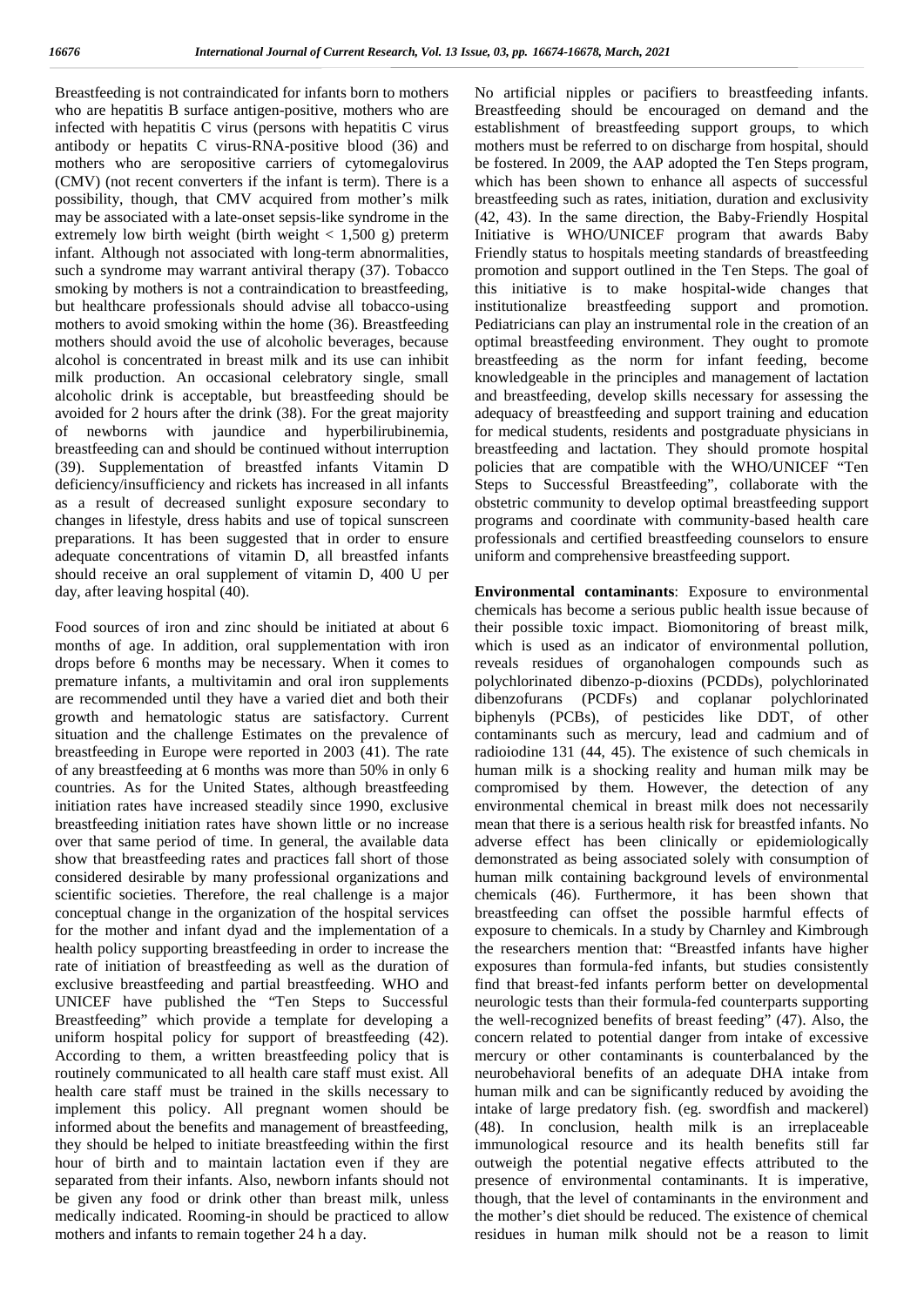Breastfeeding is not contraindicated for infants born to mothers who are hepatitis B surface antigen-positive, mothers who are infected with hepatitis C virus (persons with hepatitis C virus antibody or hepatits C virus-RNA-positive blood (36) and mothers who are seropositive carriers of cytomegalovirus (CMV) (not recent converters if the infant is term). There is a possibility, though, that CMV acquired from mother's milk may be associated with a late-onset sepsis-like syndrome in the extremely low birth weight (birth weight < 1,500 g) preterm infant. Although not associated with long-term abnormalities, such a syndrome may warrant antiviral therapy (37). Tobacco smoking by mothers is not a contraindication to breastfeeding, but healthcare professionals should advise all tobacco-using mothers to avoid smoking within the home (36). Breastfeeding mothers should avoid the use of alcoholic beverages, because alcohol is concentrated in breast milk and its use can inhibit milk production. An occasional celebratory single, small alcoholic drink is acceptable, but breastfeeding should be avoided for 2 hours after the drink (38). For the great majority of newborns with jaundice and hyperbilirubinemia, breastfeeding can and should be continued without interruption (39). Supplementation of breastfed infants Vitamin D deficiency/insufficiency and rickets has increased in all infants as a result of decreased sunlight exposure secondary to changes in lifestyle, dress habits and use of topical sunscreen preparations. It has been suggested that in order to ensure adequate concentrations of vitamin D, all breastfed infants should receive an oral supplement of vitamin D, 400 U per day, after leaving hospital (40).

Food sources of iron and zinc should be initiated at about 6 months of age. In addition, oral supplementation with iron drops before 6 months may be necessary. When it comes to premature infants, a multivitamin and oral iron supplements are recommended until they have a varied diet and both their growth and hematologic status are satisfactory. Current situation and the challenge Estimates on the prevalence of breastfeeding in Europe were reported in 2003 (41). The rate of any breastfeeding at 6 months was more than 50% in only 6 countries. As for the United States, although breastfeeding initiation rates have increased steadily since 1990, exclusive breastfeeding initiation rates have shown little or no increase over that same period of time. In general, the available data show that breastfeeding rates and practices fall short of those considered desirable by many professional organizations and scientific societies. Therefore, the real challenge is a major conceptual change in the organization of the hospital services for the mother and infant dyad and the implementation of a health policy supporting breastfeeding in order to increase the rate of initiation of breastfeeding as well as the duration of exclusive breastfeeding and partial breastfeeding. WHO and UNICEF have published the "Ten Steps to Successful Breastfeeding" which provide a template for developing a uniform hospital policy for support of breastfeeding (42). According to them, a written breastfeeding policy that is routinely communicated to all health care staff must exist. All health care staff must be trained in the skills necessary to implement this policy. All pregnant women should be informed about the benefits and management of breastfeeding, they should be helped to initiate breastfeeding within the first hour of birth and to maintain lactation even if they are separated from their infants. Also, newborn infants should not be given any food or drink other than breast milk, unless medically indicated. Rooming-in should be practiced to allow mothers and infants to remain together 24 h a day.

No artificial nipples or pacifiers to breastfeeding infants. Breastfeeding should be encouraged on demand and the establishment of breastfeeding support groups, to which mothers must be referred to on discharge from hospital, should be fostered. In 2009, the AAP adopted the Ten Steps program, which has been shown to enhance all aspects of successful breastfeeding such as rates, initiation, duration and exclusivity (42, 43). In the same direction, the Baby-Friendly Hospital Initiative is WHO/UNICEF program that awards Baby Friendly status to hospitals meeting standards of breastfeeding promotion and support outlined in the Ten Steps. The goal of this initiative is to make hospital-wide changes that institutionalize breastfeeding support and promotion. Pediatricians can play an instrumental role in the creation of an optimal breastfeeding environment. They ought to promote breastfeeding as the norm for infant feeding, become knowledgeable in the principles and management of lactation and breastfeeding, develop skills necessary for assessing the adequacy of breastfeeding and support training and education for medical students, residents and postgraduate physicians in breastfeeding and lactation. They should promote hospital policies that are compatible with the WHO/UNICEF "Ten Steps to Successful Breastfeeding", collaborate with the obstetric community to develop optimal breastfeeding support programs and coordinate with community-based health care professionals and certified breastfeeding counselors to ensure uniform and comprehensive breastfeeding support.

**Environmental contaminants**: Exposure to environmental chemicals has become a serious public health issue because of their possible toxic impact. Biomonitoring of breast milk, which is used as an indicator of environmental pollution, reveals residues of organohalogen compounds such as polychlorinated dibenzo-p-dioxins (PCDDs), polychlorinated dibenzofurans (PCDFs) and coplanar polychlorinated biphenyls (PCBs), of pesticides like DDT, of other contaminants such as mercury, lead and cadmium and of radioiodine 131 (44, 45). The existence of such chemicals in human milk is a shocking reality and human milk may be compromised by them. However, the detection of any environmental chemical in breast milk does not necessarily mean that there is a serious health risk for breastfed infants. No adverse effect has been clinically or epidemiologically demonstrated as being associated solely with consumption of human milk containing background levels of environmental chemicals (46). Furthermore, it has been shown that breastfeeding can offset the possible harmful effects of exposure to chemicals. In a study by Charnley and Kimbrough the researchers mention that: "Breastfed infants have higher exposures than formula-fed infants, but studies consistently find that breast-fed infants perform better on developmental neurologic tests than their formula-fed counterparts supporting the well-recognized benefits of breast feeding" (47). Also, the concern related to potential danger from intake of excessive mercury or other contaminants is counterbalanced by the neurobehavioral benefits of an adequate DHA intake from human milk and can be significantly reduced by avoiding the intake of large predatory fish. (eg. swordfish and mackerel) (48). In conclusion, health milk is an irreplaceable immunological resource and its health benefits still far outweigh the potential negative effects attributed to the presence of environmental contaminants. It is imperative, though, that the level of contaminants in the environment and the mother's diet should be reduced. The existence of chemical residues in human milk should not be a reason to limit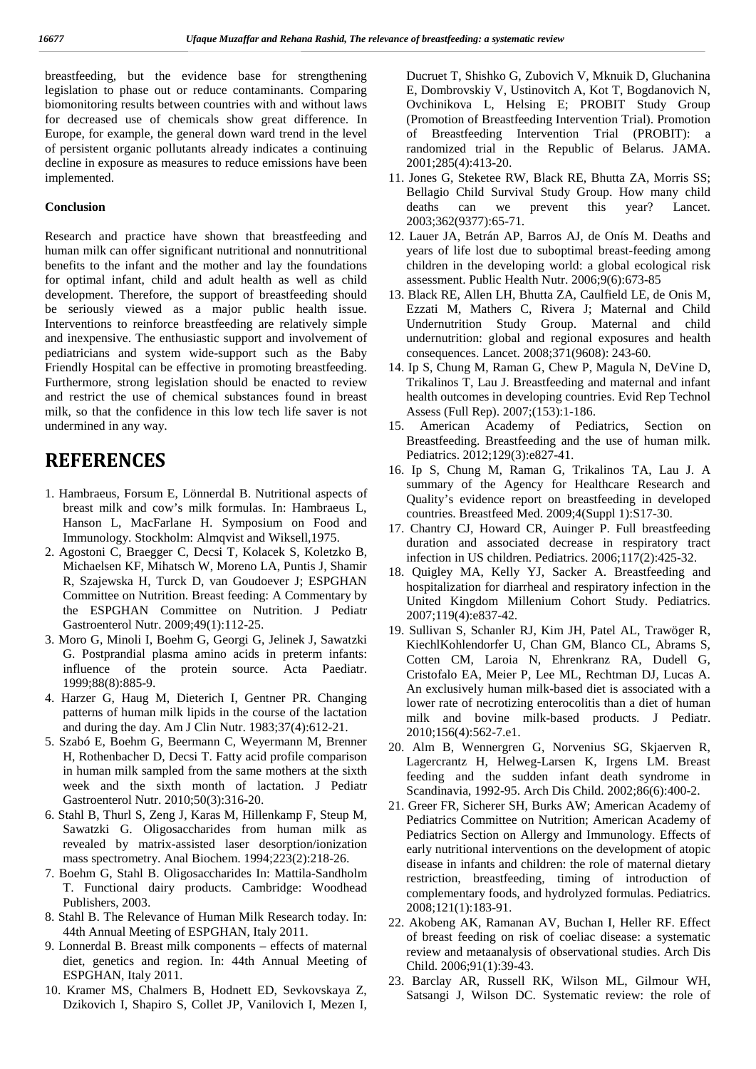breastfeeding, but the evidence base for strengthening legislation to phase out or reduce contaminants. Comparing biomonitoring results between countries with and without laws for decreased use of chemicals show great difference. In Europe, for example, the general down ward trend in the level of persistent organic pollutants already indicates a continuing decline in exposure as measures to reduce emissions have been implemented.

### Conclusion

Research and practice have shown that breastfeeding and human milk can offer significant nutritional and nonnutritional benefits to the infant and the mother and lay the foundations for optimal infant, child and adult health as well as child development. Therefore, the support of breastfeeding should be seriously viewed as a major public health issue. Interventions to reinforce breastfeeding are relatively simple and inexpensive. The enthusiastic support and involvement of pediatricians and system wide-support such as the Baby Friendly Hospital can be effective in promoting breastfeeding. Furthermore, strong legislation should be enacted to review and restrict the use of chemical substances found in breast milk, so that the confidence in this low tech life saver is not undermined in any way.

## REFERENCES

1. Hambraeus, Forsum E, Lönnerdal B. Nutritional aspects of breast milk and cow's milk formulas. In: Hambraeus L, Hanson L, MacFarlane H. Symposium on Food and Immunology. Stockholm: Almqvist and Wiksell,1975.
2. Agostoni C, Braegger C, Decsi T, Kolacek S, Koletzko B, Michaelsen KF, Mihatsch W, Moreno LA, Puntis J, Shamir R, Szajewska H, Turck D, van Goudoever J; ESPGHAN Committee on Nutrition. Breast feeding: A Commentary by the ESPGHAN Committee on Nutrition. J Pediatr Gastroenterol Nutr. 2009;49(1):112-25.
3. Moro G, Minoli I, Boehm G, Georgi G, Jelinek J, Sawatzki G. Postprandial plasma amino acids in preterm infants: influence of the protein source. Acta Paediatr. 1999;88(8):885-9.
4. Harzer G, Haug M, Dieterich I, Gentner PR. Changing patterns of human milk lipids in the course of the lactation and during the day. Am J Clin Nutr. 1983;37(4):612-21.
5. Szabó E, Boehm G, Beermann C, Weyermann M, Brenner H, Rothenbacher D, Decsi T. Fatty acid profile comparison in human milk sampled from the same mothers at the sixth week and the sixth month of lactation. J Pediatr Gastroenterol Nutr. 2010;50(3):316-20.
6. Stahl B, Thurl S, Zeng J, Karas M, Hillenkamp F, Steup M, Sawatzki G. Oligosaccharides from human milk as revealed by matrix-assisted laser desorption/ionization mass spectrometry. Anal Biochem. 1994;223(2):218-26.
7. Boehm G, Stahl B. Oligosaccharides In: Mattila-Sandholm T. Functional dairy products. Cambridge: Woodhead Publishers, 2003.
8. Stahl B. The Relevance of Human Milk Research today. In: 44th Annual Meeting of ESPGHAN, Italy 2011.
9. Lonnerdal B. Breast milk components – effects of maternal diet, genetics and region. In: 44th Annual Meeting of ESPGHAN, Italy 2011.
10. Kramer MS, Chalmers B, Hodnett ED, Sevkovskaya Z, Dzikovich I, Shapiro S, Collet JP, Vanilovich I, Mezen I, Ducruet T, Shishko G, Zubovich V, Mknuik D, Gluchanina E, Dombrovskiy V, Ustinovitch A, Kot T, Bogdanovich N, Ovchinikova L, Helsing E; PROBIT Study Group (Promotion of Breastfeeding Intervention Trial). Promotion of Breastfeeding Intervention Trial (PROBIT): a randomized trial in the Republic of Belarus. JAMA. 2001;285(4):413-20.
11. Jones G, Steketee RW, Black RE, Bhutta ZA, Morris SS; Bellagio Child Survival Study Group. How many child deaths can we prevent this year? Lancet. 2003;362(9377):65-71.
12. Lauer JA, Betrán AP, Barros AJ, de Onís M. Deaths and years of life lost due to suboptimal breast-feeding among children in the developing world: a global ecological risk assessment. Public Health Nutr. 2006;9(6):673-85
13. Black RE, Allen LH, Bhutta ZA, Caulfield LE, de Onis M, Ezzati M, Mathers C, Rivera J; Maternal and Child Undernutrition Study Group. Maternal and child undernutrition: global and regional exposures and health consequences. Lancet. 2008;371(9608): 243-60.
14. Ip S, Chung M, Raman G, Chew P, Magula N, DeVine D, Trikalinos T, Lau J. Breastfeeding and maternal and infant health outcomes in developing countries. Evid Rep Technol Assess (Full Rep). 2007;(153):1-186.
15. American Academy of Pediatrics, Section on Breastfeeding. Breastfeeding and the use of human milk. Pediatrics. 2012;129(3):e827-41.
16. Ip S, Chung M, Raman G, Trikalinos TA, Lau J. A summary of the Agency for Healthcare Research and Quality's evidence report on breastfeeding in developed countries. Breastfeed Med. 2009;4(Suppl 1):S17-30.
17. Chantry CJ, Howard CR, Auinger P. Full breastfeeding duration and associated decrease in respiratory tract infection in US children. Pediatrics. 2006;117(2):425-32.
18. Quigley MA, Kelly YJ, Sacker A. Breastfeeding and hospitalization for diarrheal and respiratory infection in the United Kingdom Millenium Cohort Study. Pediatrics. 2007;119(4):e837-42.
19. Sullivan S, Schanler RJ, Kim JH, Patel AL, Trawöger R, KiechlKohlendorfer U, Chan GM, Blanco CL, Abrams S, Cotten CM, Laroia N, Ehrenkranz RA, Dudell G, Cristofalo EA, Meier P, Lee ML, Rechtman DJ, Lucas A. An exclusively human milk-based diet is associated with a lower rate of necrotizing enterocolitis than a diet of human milk and bovine milk-based products. J Pediatr. 2010;156(4):562-7.e1.
20. Alm B, Wennergren G, Norvenius SG, Skjaerven R, Lagercrantz H, Helweg-Larsen K, Irgens LM. Breast feeding and the sudden infant death syndrome in Scandinavia, 1992-95. Arch Dis Child. 2002;86(6):400-2.
21. Greer FR, Sicherer SH, Burks AW; American Academy of Pediatrics Committee on Nutrition; American Academy of Pediatrics Section on Allergy and Immunology. Effects of early nutritional interventions on the development of atopic disease in infants and children: the role of maternal dietary restriction, breastfeeding, timing of introduction of complementary foods, and hydrolyzed formulas. Pediatrics. 2008;121(1):183-91.
22. Akobeng AK, Ramanan AV, Buchan I, Heller RF. Effect of breast feeding on risk of coeliac disease: a systematic review and metaanalysis of observational studies. Arch Dis Child. 2006;91(1):39-43.
23. Barclay AR, Russell RK, Wilson ML, Gilmour WH, Satsangi J, Wilson DC. Systematic review: the role of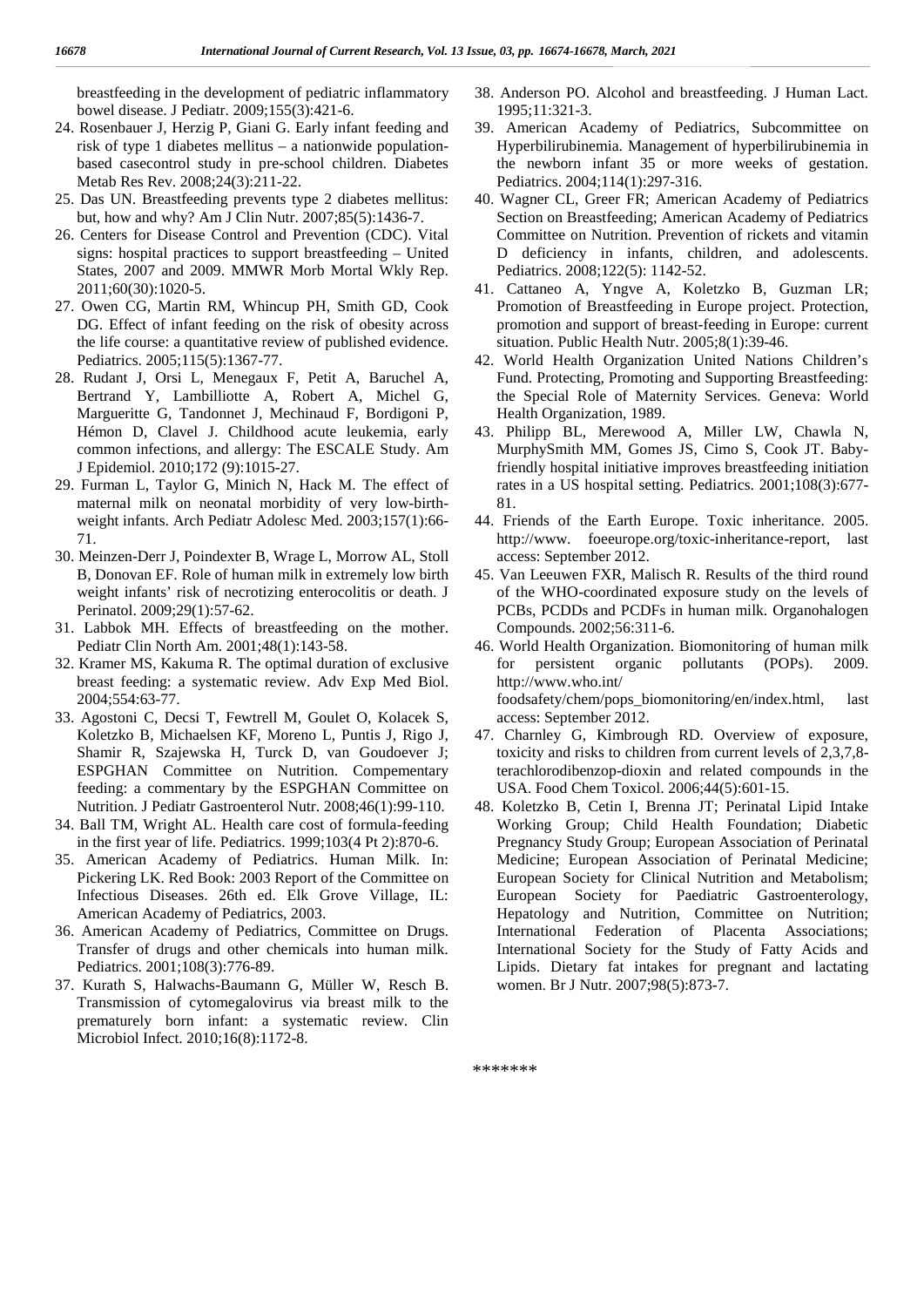breastfeeding in the development of pediatric inflammatory bowel disease. J Pediatr. 2009;155(3):421-6.

24. Rosenbauer J, Herzig P, Giani G. Early infant feeding and risk of type 1 diabetes mellitus – a nationwide population-based casecontrol study in pre-school children. Diabetes Metab Res Rev. 2008;24(3):211-22.
25. Das UN. Breastfeeding prevents type 2 diabetes mellitus: but, how and why? Am J Clin Nutr. 2007;85(5):1436-7.
26. Centers for Disease Control and Prevention (CDC). Vital signs: hospital practices to support breastfeeding – United States, 2007 and 2009. MMWR Morb Mortal Wkly Rep. 2011;60(30):1020-5.
27. Owen CG, Martin RM, Whincup PH, Smith GD, Cook DG. Effect of infant feeding on the risk of obesity across the life course: a quantitative review of published evidence. Pediatrics. 2005;115(5):1367-77.
28. Rudant J, Orsi L, Menegaux F, Petit A, Baruchel A, Bertrand Y, Lambilliotte A, Robert A, Michel G, Margueritte G, Tandonnet J, Mechinaud F, Bordigoni P, Hémon D, Clavel J. Childhood acute leukemia, early common infections, and allergy: The ESCALE Study. Am J Epidemiol. 2010;172 (9):1015-27.
29. Furman L, Taylor G, Minich N, Hack M. The effect of maternal milk on neonatal morbidity of very low-birth-weight infants. Arch Pediatr Adolesc Med. 2003;157(1):66-71.
30. Meinzen-Derr J, Poindexter B, Wrage L, Morrow AL, Stoll B, Donovan EF. Role of human milk in extremely low birth weight infants' risk of necrotizing enterocolitis or death. J Perinatol. 2009;29(1):57-62.
31. Labbok MH. Effects of breastfeeding on the mother. Pediatr Clin North Am. 2001;48(1):143-58.
32. Kramer MS, Kakuma R. The optimal duration of exclusive breast feeding: a systematic review. Adv Exp Med Biol. 2004;554:63-77.
33. Agostoni C, Decsi T, Fewtrell M, Goulet O, Kolacek S, Koletzko B, Michaelsen KF, Moreno L, Puntis J, Rigo J, Shamir R, Szajewska H, Turck D, van Goudoever J; ESPGHAN Committee on Nutrition. Compementary feeding: a commentary by the ESPGHAN Committee on Nutrition. J Pediatr Gastroenterol Nutr. 2008;46(1):99-110.
34. Ball TM, Wright AL. Health care cost of formula-feeding in the first year of life. Pediatrics. 1999;103(4 Pt 2):870-6.
35. American Academy of Pediatrics. Human Milk. In: Pickering LK. Red Book: 2003 Report of the Committee on Infectious Diseases. 26th ed. Elk Grove Village, IL: American Academy of Pediatrics, 2003.
36. American Academy of Pediatrics, Committee on Drugs. Transfer of drugs and other chemicals into human milk. Pediatrics. 2001;108(3):776-89.
37. Kurath S, Halwachs-Baumann G, Müller W, Resch B. Transmission of cytomegalovirus via breast milk to the prematurely born infant: a systematic review. Clin Microbiol Infect. 2010;16(8):1172-8.
38. Anderson PO. Alcohol and breastfeeding. J Human Lact. 1995;11:321-3.
39. American Academy of Pediatrics, Subcommittee on Hyperbilirubinemia. Management of hyperbilirubinemia in the newborn infant 35 or more weeks of gestation. Pediatrics. 2004;114(1):297-316.
40. Wagner CL, Greer FR; American Academy of Pediatrics Section on Breastfeeding; American Academy of Pediatrics Committee on Nutrition. Prevention of rickets and vitamin D deficiency in infants, children, and adolescents. Pediatrics. 2008;122(5): 1142-52.
41. Cattaneo A, Yngve A, Koletzko B, Guzman LR; Promotion of Breastfeeding in Europe project. Protection, promotion and support of breast-feeding in Europe: current situation. Public Health Nutr. 2005;8(1):39-46.
42. World Health Organization United Nations Children's Fund. Protecting, Promoting and Supporting Breastfeeding: the Special Role of Maternity Services. Geneva: World Health Organization, 1989.
43. Philipp BL, Merewood A, Miller LW, Chawla N, MurphySmith MM, Gomes JS, Cimo S, Cook JT. Baby-friendly hospital initiative improves breastfeeding initiation rates in a US hospital setting. Pediatrics. 2001;108(3):677-81.
44. Friends of the Earth Europe. Toxic inheritance. 2005. http://www. foeeurope.org/toxic-inheritance-report, last access: September 2012.
45. Van Leeuwen FXR, Malisch R. Results of the third round of the WHO-coordinated exposure study on the levels of PCBs, PCDDs and PCDFs in human milk. Organohalogen Compounds. 2002;56:311-6.
46. World Health Organization. Biomonitoring of human milk for persistent organic pollutants (POPs). 2009. http://www.who.int/ foodsafety/chem/pops_biomonitoring/en/index.html, last access: September 2012.
47. Charnley G, Kimbrough RD. Overview of exposure, toxicity and risks to children from current levels of 2,3,7,8-terachlorodibenzop-dioxin and related compounds in the USA. Food Chem Toxicol. 2006;44(5):601-15.
48. Koletzko B, Cetin I, Brenna JT; Perinatal Lipid Intake Working Group; Child Health Foundation; Diabetic Pregnancy Study Group; European Association of Perinatal Medicine; European Association of Perinatal Medicine; European Society for Clinical Nutrition and Metabolism; European Society for Paediatric Gastroenterology, Hepatology and Nutrition, Committee on Nutrition; International Federation of Placenta Associations; International Society for the Study of Fatty Acids and Lipids. Dietary fat intakes for pregnant and lactating women. Br J Nutr. 2007;98(5):873-7.

*******